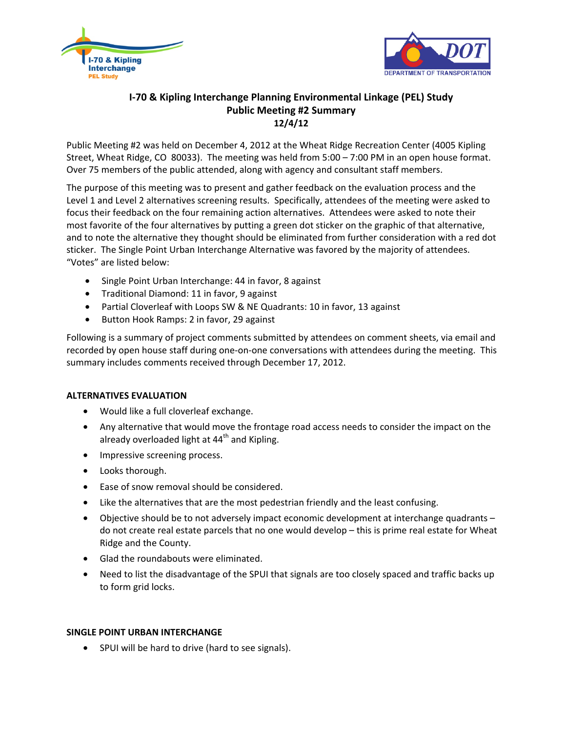# I-70 & Kipling Interchange Planning Environmental Linkage (PEL) Study
## Public Meeting #2 Summary
### 12/4/12

Public Meeting #2 was held on December 4, 2012 at the Wheat Ridge Recreation Center (4005 Kipling Street, Wheat Ridge, CO 80033). The meeting was held from 5:00 – 7:00 PM in an open house format. Over 75 members of the public attended, along with agency and consultant staff members.

The purpose of this meeting was to present and gather feedback on the evaluation process and the Level 1 and Level 2 alternatives screening results. Specifically, attendees of the meeting were asked to focus their feedback on the four remaining action alternatives. Attendees were asked to note their most favorite of the four alternatives by putting a green dot sticker on the graphic of that alternative, and to note the alternative they thought should be eliminated from further consideration with a red dot sticker. The Single Point Urban Interchange Alternative was favored by the majority of attendees. "Votes" are listed below:

- Single Point Urban Interchange: 44 in favor, 8 against
- Traditional Diamond: 11 in favor, 9 against
- Partial Cloverleaf with Loops SW & NE Quadrants: 10 in favor, 13 against
- Button Hook Ramps: 2 in favor, 29 against

Following is a summary of project comments submitted by attendees on comment sheets, via email and recorded by open house staff during one-on-one conversations with attendees during the meeting. This summary includes comments received through December 17, 2012.

**ALTERNATIVES EVALUATION**

- Would like a full cloverleaf exchange.
- Any alternative that would move the frontage road access needs to consider the impact on the already overloaded light at 44th and Kipling.
- Impressive screening process.
- Looks thorough.
- Ease of snow removal should be considered.
- Like the alternatives that are the most pedestrian friendly and the least confusing.
- Objective should be to not adversely impact economic development at interchange quadrants – do not create real estate parcels that no one would develop – this is prime real estate for Wheat Ridge and the County.
- Glad the roundabouts were eliminated.
- Need to list the disadvantage of the SPUI that signals are too closely spaced and traffic backs up to form grid locks.

**SINGLE POINT URBAN INTERCHANGE**

- SPUI will be hard to drive (hard to see signals).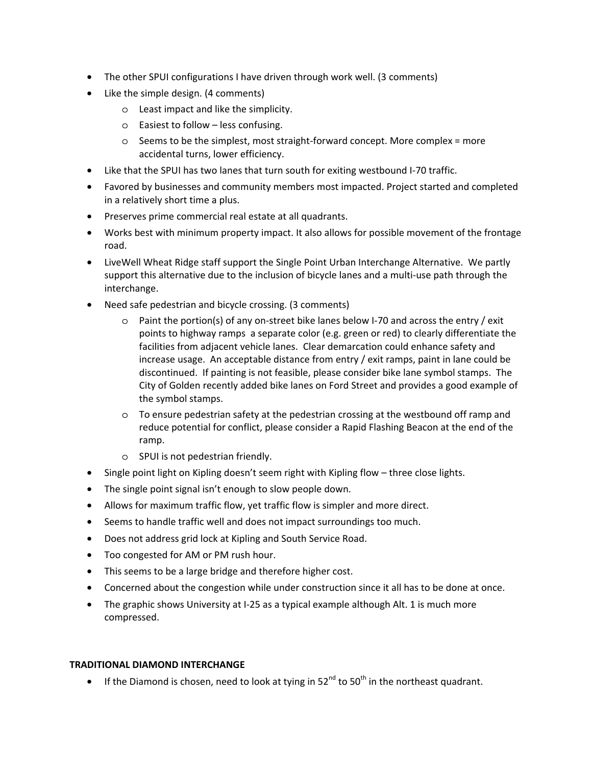- The other SPUI configurations I have driven through work well. (3 comments)
- Like the simple design. (4 comments)
  - Least impact and like the simplicity.
  - Easiest to follow – less confusing.
  - Seems to be the simplest, most straight-forward concept. More complex = more accidental turns, lower efficiency.
- Like that the SPUI has two lanes that turn south for exiting westbound I-70 traffic.
- Favored by businesses and community members most impacted. Project started and completed in a relatively short time a plus.
- Preserves prime commercial real estate at all quadrants.
- Works best with minimum property impact. It also allows for possible movement of the frontage road.
- LiveWell Wheat Ridge staff support the Single Point Urban Interchange Alternative. We partly support this alternative due to the inclusion of bicycle lanes and a multi-use path through the interchange.
- Need safe pedestrian and bicycle crossing. (3 comments)
  - Paint the portion(s) of any on-street bike lanes below I-70 and across the entry / exit points to highway ramps a separate color (e.g. green or red) to clearly differentiate the facilities from adjacent vehicle lanes. Clear demarcation could enhance safety and increase usage. An acceptable distance from entry / exit ramps, paint in lane could be discontinued. If painting is not feasible, please consider bike lane symbol stamps. The City of Golden recently added bike lanes on Ford Street and provides a good example of the symbol stamps.
  - To ensure pedestrian safety at the pedestrian crossing at the westbound off ramp and reduce potential for conflict, please consider a Rapid Flashing Beacon at the end of the ramp.
  - SPUI is not pedestrian friendly.
- Single point light on Kipling doesn't seem right with Kipling flow – three close lights.
- The single point signal isn't enough to slow people down.
- Allows for maximum traffic flow, yet traffic flow is simpler and more direct.
- Seems to handle traffic well and does not impact surroundings too much.
- Does not address grid lock at Kipling and South Service Road.
- Too congested for AM or PM rush hour.
- This seems to be a large bridge and therefore higher cost.
- Concerned about the congestion while under construction since it all has to be done at once.
- The graphic shows University at I-25 as a typical example although Alt. 1 is much more compressed.

**TRADITIONAL DIAMOND INTERCHANGE**

- If the Diamond is chosen, need to look at tying in 52nd to 50th in the northeast quadrant.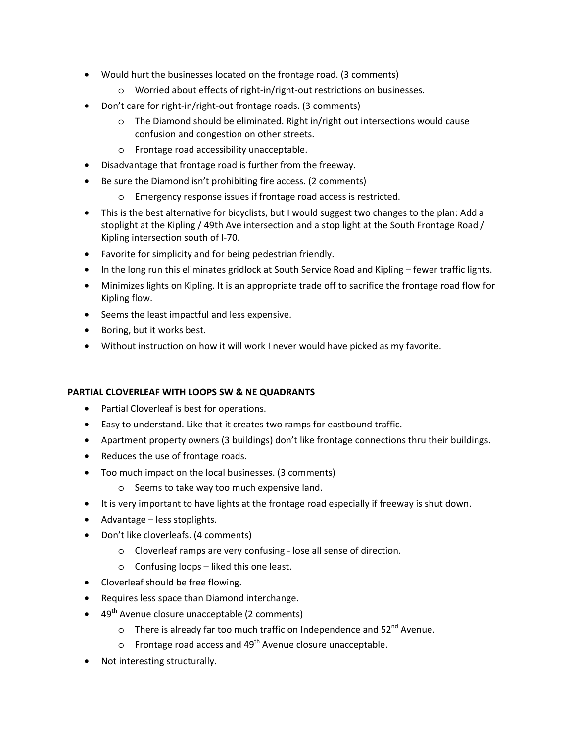- Would hurt the businesses located on the frontage road. (3 comments)
  - Worried about effects of right-in/right-out restrictions on businesses.
- Don't care for right-in/right-out frontage roads. (3 comments)
  - The Diamond should be eliminated. Right in/right out intersections would cause confusion and congestion on other streets.
  - Frontage road accessibility unacceptable.
- Disadvantage that frontage road is further from the freeway.
- Be sure the Diamond isn't prohibiting fire access. (2 comments)
  - Emergency response issues if frontage road access is restricted.
- This is the best alternative for bicyclists, but I would suggest two changes to the plan: Add a stoplight at the Kipling / 49th Ave intersection and a stop light at the South Frontage Road / Kipling intersection south of I-70.
- Favorite for simplicity and for being pedestrian friendly.
- In the long run this eliminates gridlock at South Service Road and Kipling – fewer traffic lights.
- Minimizes lights on Kipling. It is an appropriate trade off to sacrifice the frontage road flow for Kipling flow.
- Seems the least impactful and less expensive.
- Boring, but it works best.
- Without instruction on how it will work I never would have picked as my favorite.

**PARTIAL CLOVERLEAF WITH LOOPS SW & NE QUADRANTS**

- Partial Cloverleaf is best for operations.
- Easy to understand. Like that it creates two ramps for eastbound traffic.
- Apartment property owners (3 buildings) don't like frontage connections thru their buildings.
- Reduces the use of frontage roads.
- Too much impact on the local businesses. (3 comments)
  - Seems to take way too much expensive land.
- It is very important to have lights at the frontage road especially if freeway is shut down.
- Advantage – less stoplights.
- Don't like cloverleafs. (4 comments)
  - Cloverleaf ramps are very confusing - lose all sense of direction.
  - Confusing loops – liked this one least.
- Cloverleaf should be free flowing.
- Requires less space than Diamond interchange.
- 49th Avenue closure unacceptable (2 comments)
  - There is already far too much traffic on Independence and 52nd Avenue.
  - Frontage road access and 49th Avenue closure unacceptable.
- Not interesting structurally.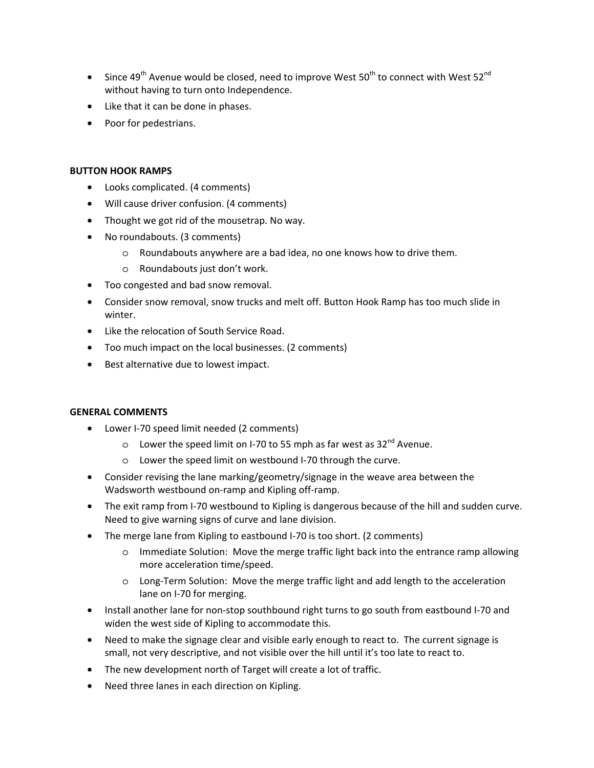- Since 49th Avenue would be closed, need to improve West 50th to connect with West 52nd without having to turn onto Independence.
- Like that it can be done in phases.
- Poor for pedestrians.

**BUTTON HOOK RAMPS**

- Looks complicated. (4 comments)
- Will cause driver confusion. (4 comments)
- Thought we got rid of the mousetrap. No way.
- No roundabouts. (3 comments)
  - Roundabouts anywhere are a bad idea, no one knows how to drive them.
  - Roundabouts just don't work.
- Too congested and bad snow removal.
- Consider snow removal, snow trucks and melt off. Button Hook Ramp has too much slide in winter.
- Like the relocation of South Service Road.
- Too much impact on the local businesses. (2 comments)
- Best alternative due to lowest impact.

**GENERAL COMMENTS**

- Lower I-70 speed limit needed (2 comments)
  - Lower the speed limit on I-70 to 55 mph as far west as 32nd Avenue.
  - Lower the speed limit on westbound I-70 through the curve.
- Consider revising the lane marking/geometry/signage in the weave area between the Wadsworth westbound on-ramp and Kipling off-ramp.
- The exit ramp from I-70 westbound to Kipling is dangerous because of the hill and sudden curve. Need to give warning signs of curve and lane division.
- The merge lane from Kipling to eastbound I-70 is too short. (2 comments)
  - Immediate Solution: Move the merge traffic light back into the entrance ramp allowing more acceleration time/speed.
  - Long-Term Solution: Move the merge traffic light and add length to the acceleration lane on I-70 for merging.
- Install another lane for non-stop southbound right turns to go south from eastbound I-70 and widen the west side of Kipling to accommodate this.
- Need to make the signage clear and visible early enough to react to. The current signage is small, not very descriptive, and not visible over the hill until it's too late to react to.
- The new development north of Target will create a lot of traffic.
- Need three lanes in each direction on Kipling.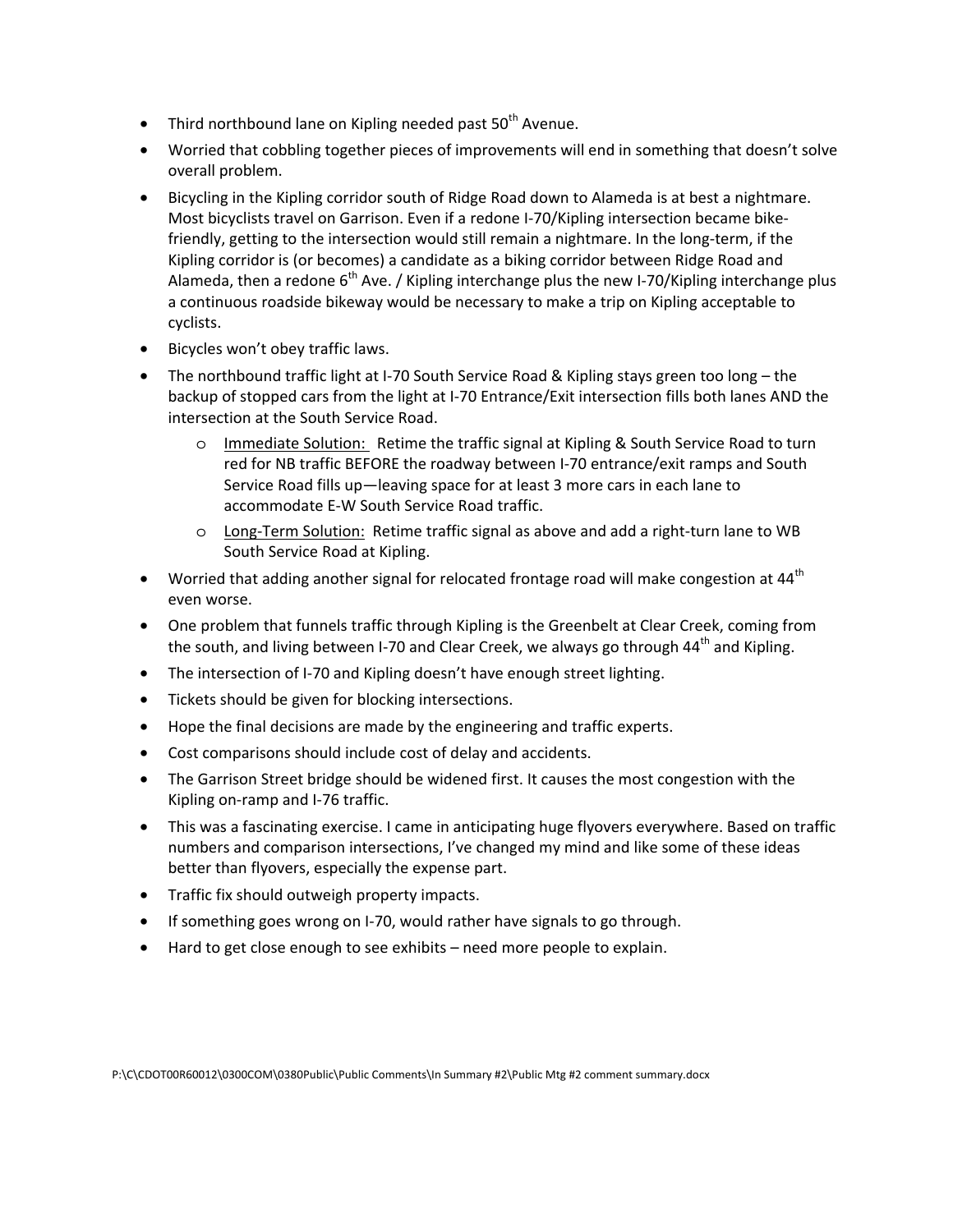- Third northbound lane on Kipling needed past 50th Avenue.
- Worried that cobbling together pieces of improvements will end in something that doesn't solve overall problem.
- Bicycling in the Kipling corridor south of Ridge Road down to Alameda is at best a nightmare. Most bicyclists travel on Garrison. Even if a redone I-70/Kipling intersection became bike-friendly, getting to the intersection would still remain a nightmare. In the long-term, if the Kipling corridor is (or becomes) a candidate as a biking corridor between Ridge Road and Alameda, then a redone 6th Ave. / Kipling interchange plus the new I-70/Kipling interchange plus a continuous roadside bikeway would be necessary to make a trip on Kipling acceptable to cyclists.
- Bicycles won't obey traffic laws.
- The northbound traffic light at I-70 South Service Road & Kipling stays green too long – the backup of stopped cars from the light at I-70 Entrance/Exit intersection fills both lanes AND the intersection at the South Service Road.
  - Immediate Solution: Retime the traffic signal at Kipling & South Service Road to turn red for NB traffic BEFORE the roadway between I-70 entrance/exit ramps and South Service Road fills up—leaving space for at least 3 more cars in each lane to accommodate E-W South Service Road traffic.
  - Long-Term Solution: Retime traffic signal as above and add a right-turn lane to WB South Service Road at Kipling.
- Worried that adding another signal for relocated frontage road will make congestion at 44th even worse.
- One problem that funnels traffic through Kipling is the Greenbelt at Clear Creek, coming from the south, and living between I-70 and Clear Creek, we always go through 44th and Kipling.
- The intersection of I-70 and Kipling doesn't have enough street lighting.
- Tickets should be given for blocking intersections.
- Hope the final decisions are made by the engineering and traffic experts.
- Cost comparisons should include cost of delay and accidents.
- The Garrison Street bridge should be widened first. It causes the most congestion with the Kipling on-ramp and I-76 traffic.
- This was a fascinating exercise. I came in anticipating huge flyovers everywhere. Based on traffic numbers and comparison intersections, I've changed my mind and like some of these ideas better than flyovers, especially the expense part.
- Traffic fix should outweigh property impacts.
- If something goes wrong on I-70, would rather have signals to go through.
- Hard to get close enough to see exhibits – need more people to explain.

P:\C\CDOT00R60012\0300COM\0380Public\Public Comments\In Summary #2\Public Mtg #2 comment summary.docx